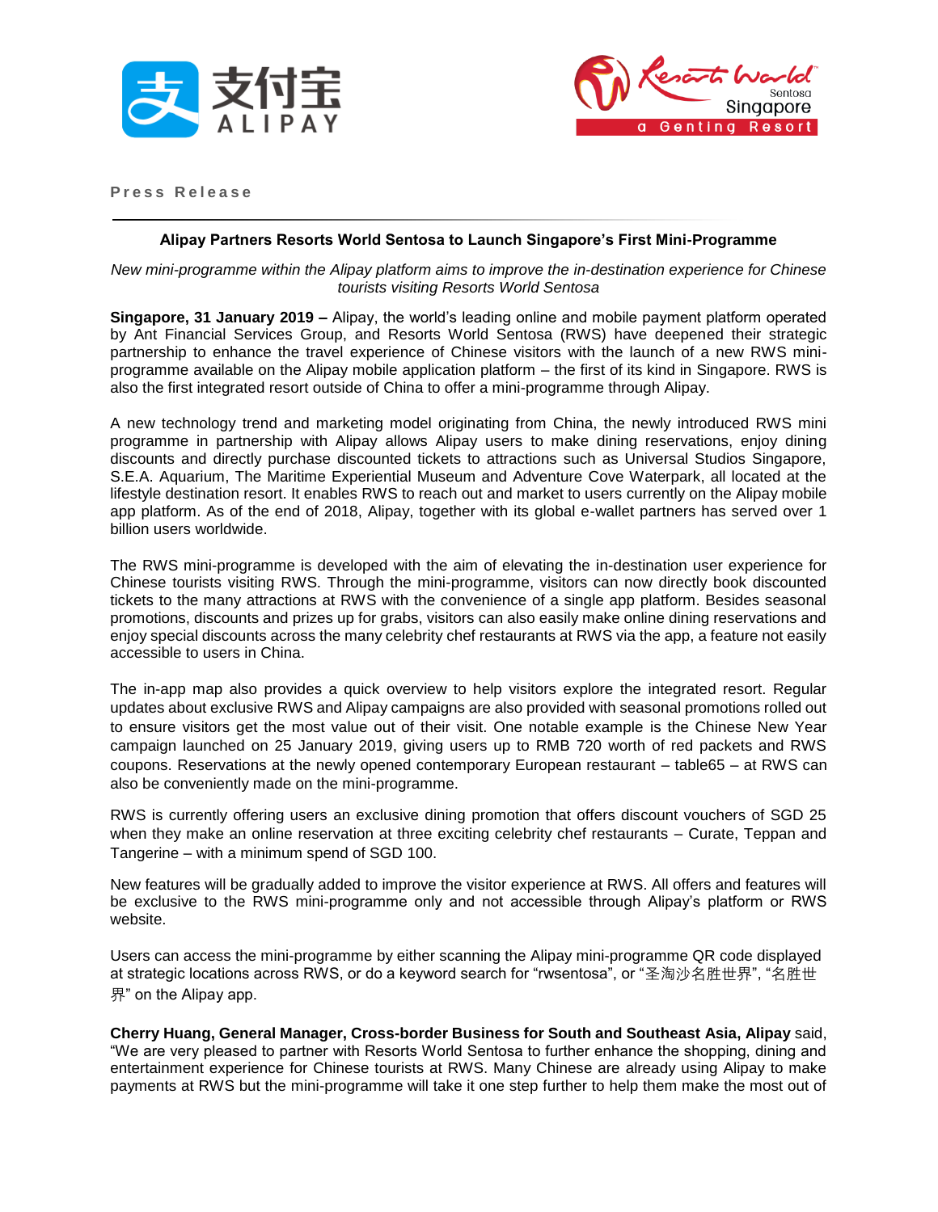Press Release

**Alipay Partners Resorts World Sentosa to Launch Singapore's First Mini-Programme**

*New mini-programme within the Alipay platform aims to improve the in-destination experience for Chinese tourists visiting Resorts World Sentosa*

**Singapore, 31 January 2019 –** Alipay, the world's leading online and mobile payment platform operated by Ant Financial Services Group, and Resorts World Sentosa (RWS) have deepened their strategic partnership to enhance the travel experience of Chinese visitors with the launch of a new RWS mini-programme available on the Alipay mobile application platform – the first of its kind in Singapore. RWS is also the first integrated resort outside of China to offer a mini-programme through Alipay.

A new technology trend and marketing model originating from China, the newly introduced RWS mini programme in partnership with Alipay allows Alipay users to make dining reservations, enjoy dining discounts and directly purchase discounted tickets to attractions such as Universal Studios Singapore, S.E.A. Aquarium, The Maritime Experiential Museum and Adventure Cove Waterpark, all located at the lifestyle destination resort. It enables RWS to reach out and market to users currently on the Alipay mobile app platform. As of the end of 2018, Alipay, together with its global e-wallet partners has served over 1 billion users worldwide.

The RWS mini-programme is developed with the aim of elevating the in-destination user experience for Chinese tourists visiting RWS. Through the mini-programme, visitors can now directly book discounted tickets to the many attractions at RWS with the convenience of a single app platform. Besides seasonal promotions, discounts and prizes up for grabs, visitors can also easily make online dining reservations and enjoy special discounts across the many celebrity chef restaurants at RWS via the app, a feature not easily accessible to users in China.

The in-app map also provides a quick overview to help visitors explore the integrated resort. Regular updates about exclusive RWS and Alipay campaigns are also provided with seasonal promotions rolled out to ensure visitors get the most value out of their visit. One notable example is the Chinese New Year campaign launched on 25 January 2019, giving users up to RMB 720 worth of red packets and RWS coupons. Reservations at the newly opened contemporary European restaurant – table65 – at RWS can also be conveniently made on the mini-programme.

RWS is currently offering users an exclusive dining promotion that offers discount vouchers of SGD 25 when they make an online reservation at three exciting celebrity chef restaurants – Curate, Teppan and Tangerine – with a minimum spend of SGD 100.

New features will be gradually added to improve the visitor experience at RWS. All offers and features will be exclusive to the RWS mini-programme only and not accessible through Alipay's platform or RWS website.

Users can access the mini-programme by either scanning the Alipay mini-programme QR code displayed at strategic locations across RWS, or do a keyword search for "rwsentosa", or "圣淘沙名胜世界", "名胜世界" on the Alipay app.

**Cherry Huang, General Manager, Cross-border Business for South and Southeast Asia, Alipay** said, "We are very pleased to partner with Resorts World Sentosa to further enhance the shopping, dining and entertainment experience for Chinese tourists at RWS. Many Chinese are already using Alipay to make payments at RWS but the mini-programme will take it one step further to help them make the most out of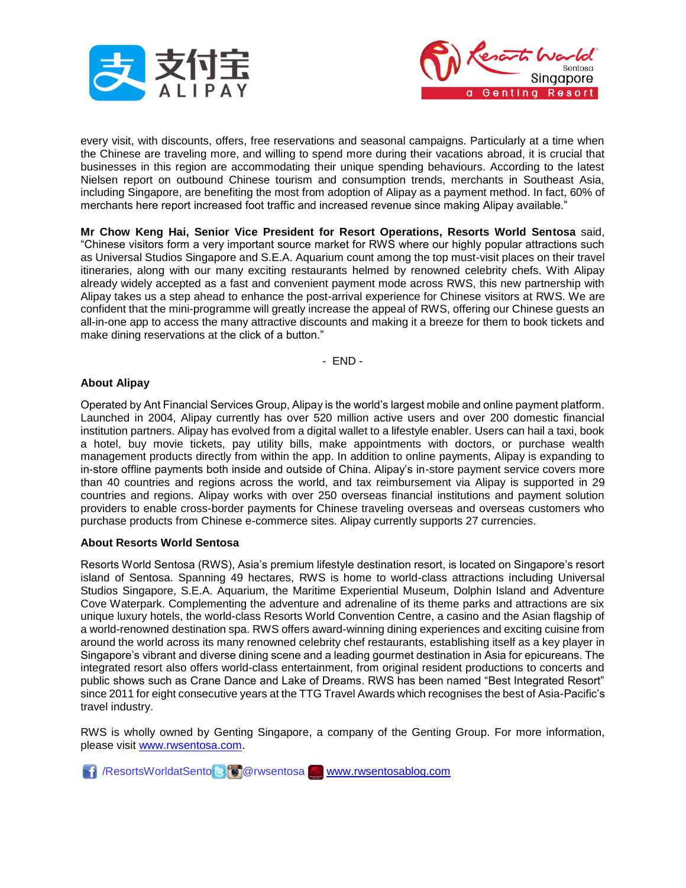every visit, with discounts, offers, free reservations and seasonal campaigns. Particularly at a time when the Chinese are traveling more, and willing to spend more during their vacations abroad, it is crucial that businesses in this region are accommodating their unique spending behaviours. According to the latest Nielsen report on outbound Chinese tourism and consumption trends, merchants in Southeast Asia, including Singapore, are benefiting the most from adoption of Alipay as a payment method. In fact, 60% of merchants here report increased foot traffic and increased revenue since making Alipay available."

**Mr Chow Keng Hai, Senior Vice President for Resort Operations, Resorts World Sentosa** said, "Chinese visitors form a very important source market for RWS where our highly popular attractions such as Universal Studios Singapore and S.E.A. Aquarium count among the top must-visit places on their travel itineraries, along with our many exciting restaurants helmed by renowned celebrity chefs. With Alipay already widely accepted as a fast and convenient payment mode across RWS, this new partnership with Alipay takes us a step ahead to enhance the post-arrival experience for Chinese visitors at RWS. We are confident that the mini-programme will greatly increase the appeal of RWS, offering our Chinese guests an all-in-one app to access the many attractive discounts and making it a breeze for them to book tickets and make dining reservations at the click of a button."

\- END -

**About Alipay**

Operated by Ant Financial Services Group, Alipay is the world's largest mobile and online payment platform. Launched in 2004, Alipay currently has over 520 million active users and over 200 domestic financial institution partners. Alipay has evolved from a digital wallet to a lifestyle enabler. Users can hail a taxi, book a hotel, buy movie tickets, pay utility bills, make appointments with doctors, or purchase wealth management products directly from within the app. In addition to online payments, Alipay is expanding to in-store offline payments both inside and outside of China. Alipay's in-store payment service covers more than 40 countries and regions across the world, and tax reimbursement via Alipay is supported in 29 countries and regions. Alipay works with over 250 overseas financial institutions and payment solution providers to enable cross-border payments for Chinese traveling overseas and overseas customers who purchase products from Chinese e-commerce sites. Alipay currently supports 27 currencies.

**About Resorts World Sentosa**

Resorts World Sentosa (RWS), Asia's premium lifestyle destination resort, is located on Singapore's resort island of Sentosa. Spanning 49 hectares, RWS is home to world-class attractions including Universal Studios Singapore, S.E.A. Aquarium, the Maritime Experiential Museum, Dolphin Island and Adventure Cove Waterpark. Complementing the adventure and adrenaline of its theme parks and attractions are six unique luxury hotels, the world-class Resorts World Convention Centre, a casino and the Asian flagship of a world-renowned destination spa. RWS offers award-winning dining experiences and exciting cuisine from around the world across its many renowned celebrity chef restaurants, establishing itself as a key player in Singapore's vibrant and diverse dining scene and a leading gourmet destination in Asia for epicureans. The integrated resort also offers world-class entertainment, from original resident productions to concerts and public shows such as Crane Dance and Lake of Dreams. RWS has been named "Best Integrated Resort" since 2011 for eight consecutive years at the TTG Travel Awards which recognises the best of Asia-Pacific's travel industry.

RWS is wholly owned by Genting Singapore, a company of the Genting Group. For more information, please visit [www.rwsentosa.com](http://www.rwsentosa.com).

/ResortsWorldatSento @rwsentosa [www.rwsentosablog.com](http://www.rwsentosablog.com)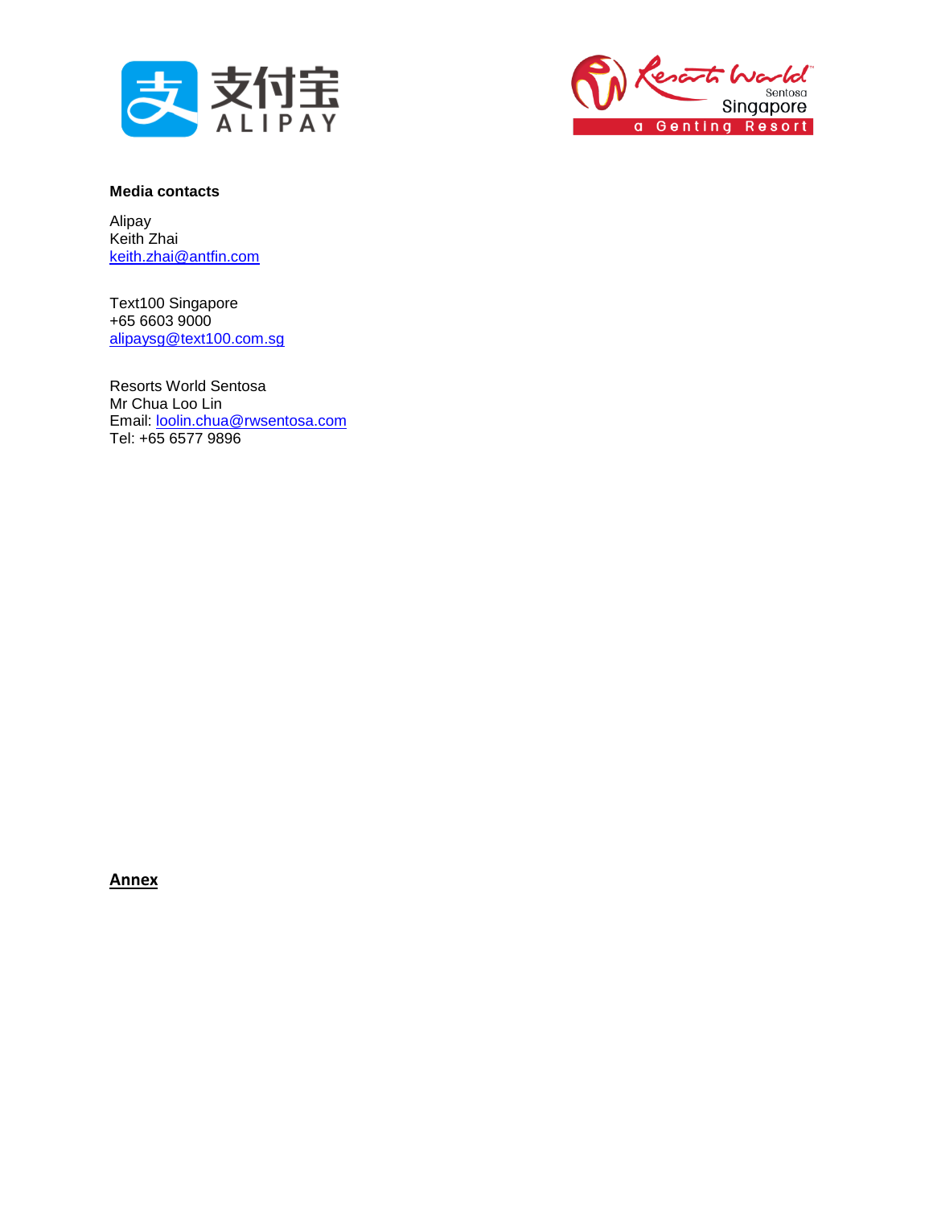**Media contacts**

Alipay
Keith Zhai
keith.zhai@antfin.com

Text100 Singapore
+65 6603 9000
alipaysg@text100.com.sg

Resorts World Sentosa
Mr Chua Loo Lin
Email: loolin.chua@rwsentosa.com
Tel: +65 6577 9896

**Annex**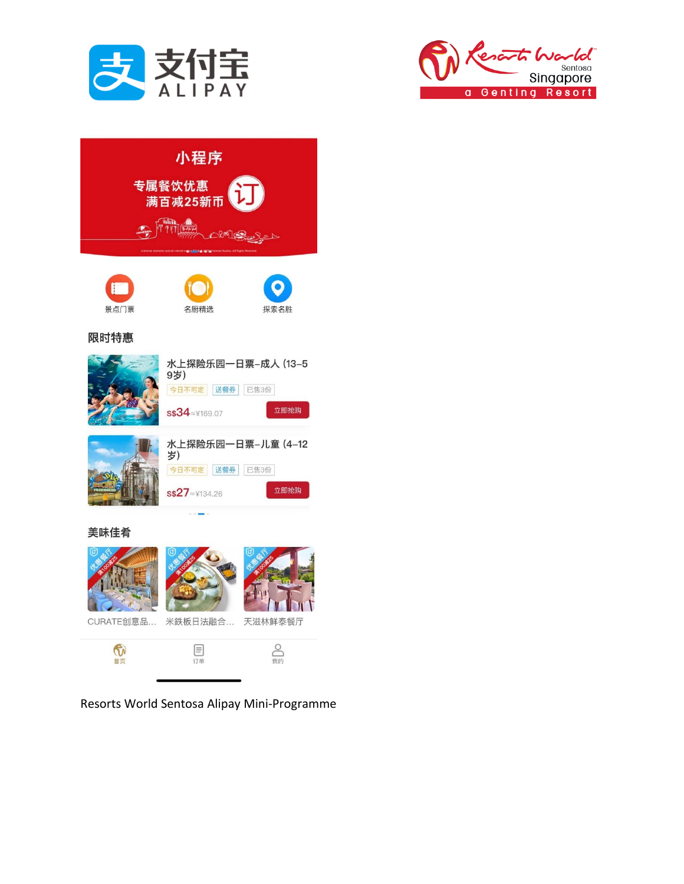支付宝 ALIPAY

Resorts World Sentosa Singapore — a Genting Resort

小程序

专属餐饮优惠
满百减25新币

订

景点门票　名厨精选　探索名胜

限时特惠

水上探险乐园一日票–成人 (13–59岁)
今日不可定　送餐券　已售3份
S$34≈¥169.07　立即抢购

水上探险乐园一日票–儿童 (4–12岁)
今日不可定　送餐券　已售3份
S$27≈¥134.26　立即抢购

美味佳肴

CURATE创意品…　米鉄板日法融合…　天滋林鲜泰餐厅

首页　订单　我的

Resorts World Sentosa Alipay Mini-Programme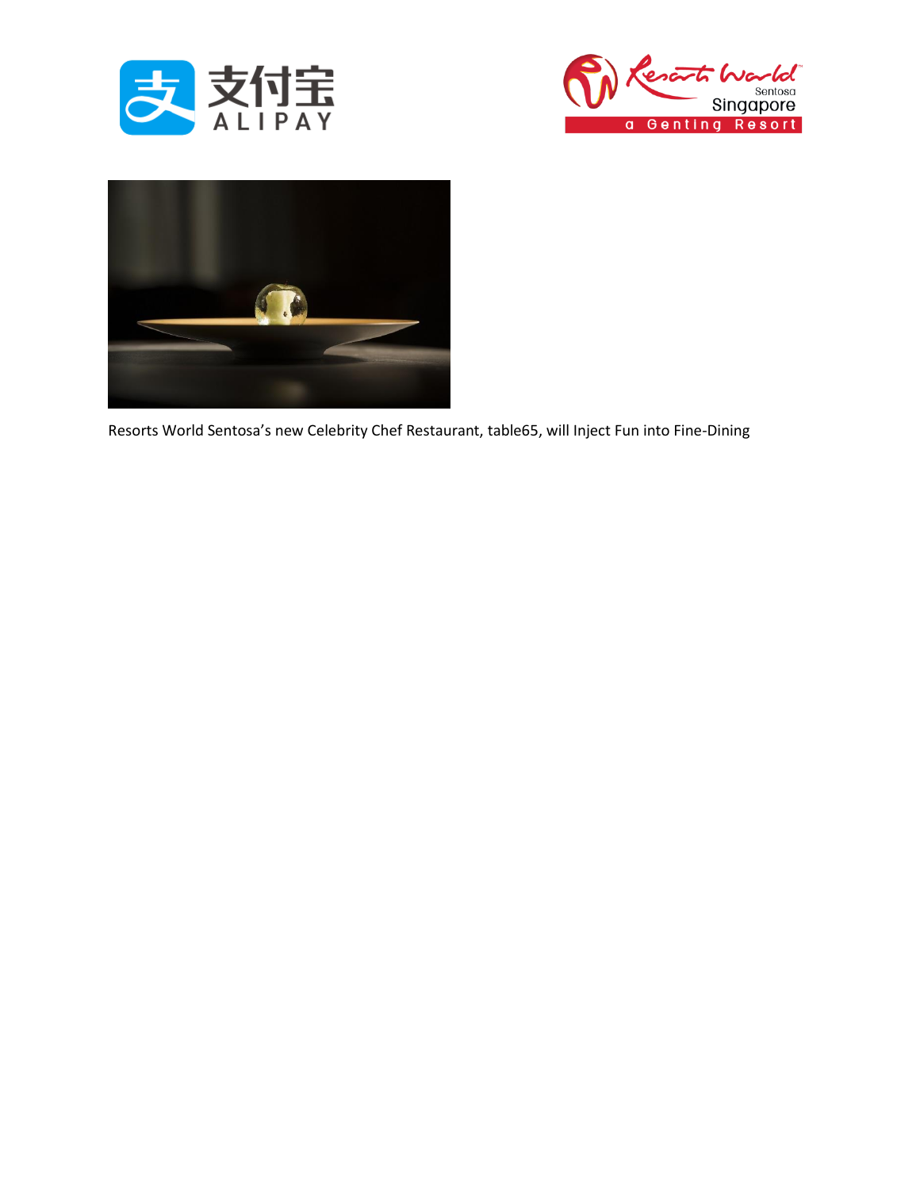Resorts World Sentosa's new Celebrity Chef Restaurant, table65, will Inject Fun into Fine-Dining